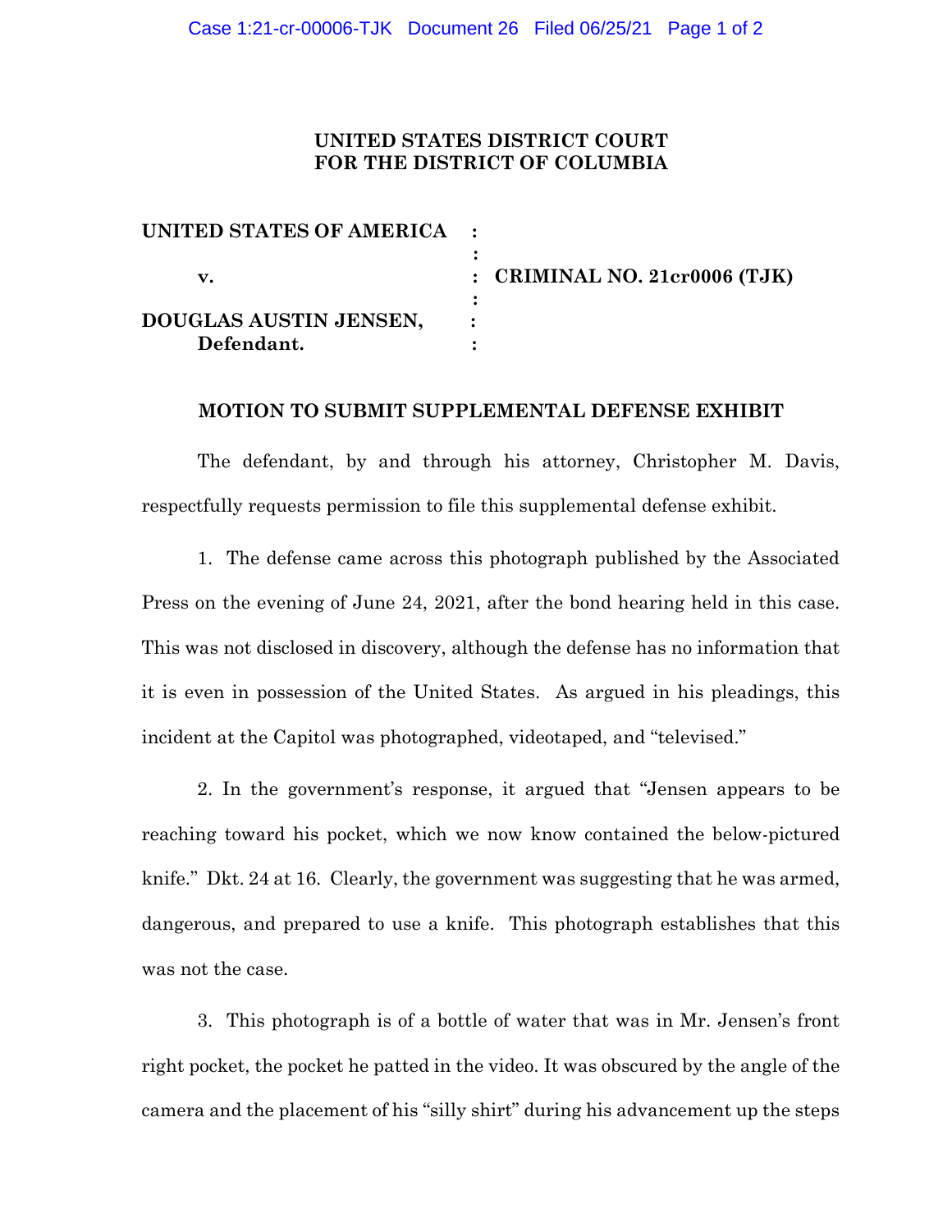**UNITED STATES DISTRICT COURT**
**FOR THE DISTRICT OF COLUMBIA**

| | | |
|---|---|---|
| **UNITED STATES OF AMERICA** | : | |
| | : | |
| **v.** | : | **CRIMINAL NO. 21cr0006 (TJK)** |
| | : | |
| **DOUGLAS AUSTIN JENSEN,** | : | |
| **Defendant.** | : | |

**MOTION TO SUBMIT SUPPLEMENTAL DEFENSE EXHIBIT**

The defendant, by and through his attorney, Christopher M. Davis, respectfully requests permission to file this supplemental defense exhibit.

1. The defense came across this photograph published by the Associated Press on the evening of June 24, 2021, after the bond hearing held in this case. This was not disclosed in discovery, although the defense has no information that it is even in possession of the United States. As argued in his pleadings, this incident at the Capitol was photographed, videotaped, and "televised."

2. In the government's response, it argued that "Jensen appears to be reaching toward his pocket, which we now know contained the below-pictured knife." Dkt. 24 at 16. Clearly, the government was suggesting that he was armed, dangerous, and prepared to use a knife. This photograph establishes that this was not the case.

3. This photograph is of a bottle of water that was in Mr. Jensen's front right pocket, the pocket he patted in the video. It was obscured by the angle of the camera and the placement of his "silly shirt" during his advancement up the steps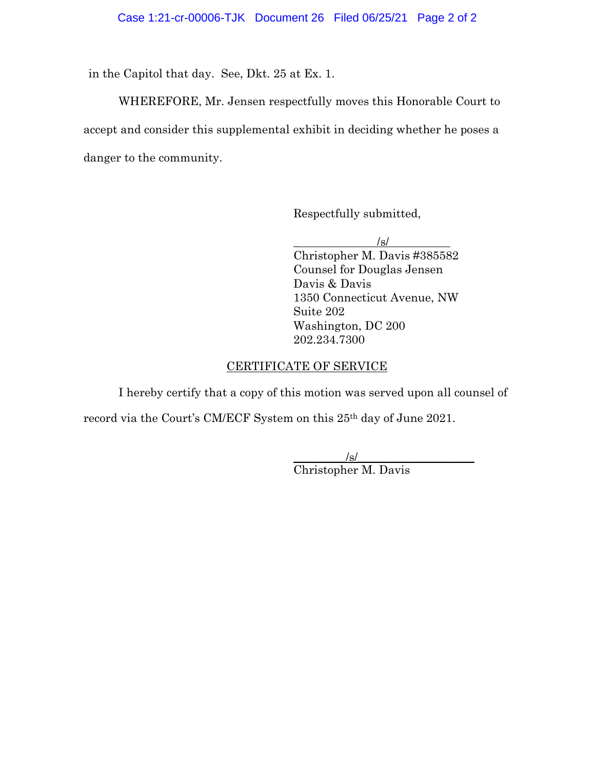in the Capitol that day. See, Dkt. 25 at Ex. 1.

WHEREFORE, Mr. Jensen respectfully moves this Honorable Court to accept and consider this supplemental exhibit in deciding whether he poses a danger to the community.

Respectfully submitted,

/s/

Christopher M. Davis #385582
Counsel for Douglas Jensen
Davis & Davis
1350 Connecticut Avenue, NW
Suite 202
Washington, DC 200
202.234.7300

CERTIFICATE OF SERVICE

I hereby certify that a copy of this motion was served upon all counsel of record via the Court's CM/ECF System on this 25th day of June 2021.

/s/

Christopher M. Davis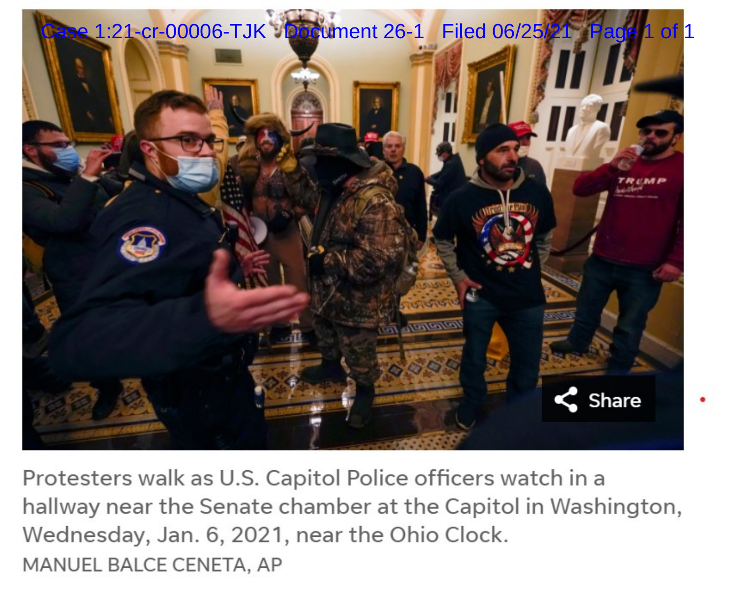Protesters walk as U.S. Capitol Police officers watch in a hallway near the Senate chamber at the Capitol in Washington, Wednesday, Jan. 6, 2021, near the Ohio Clock.

MANUEL BALCE CENETA, AP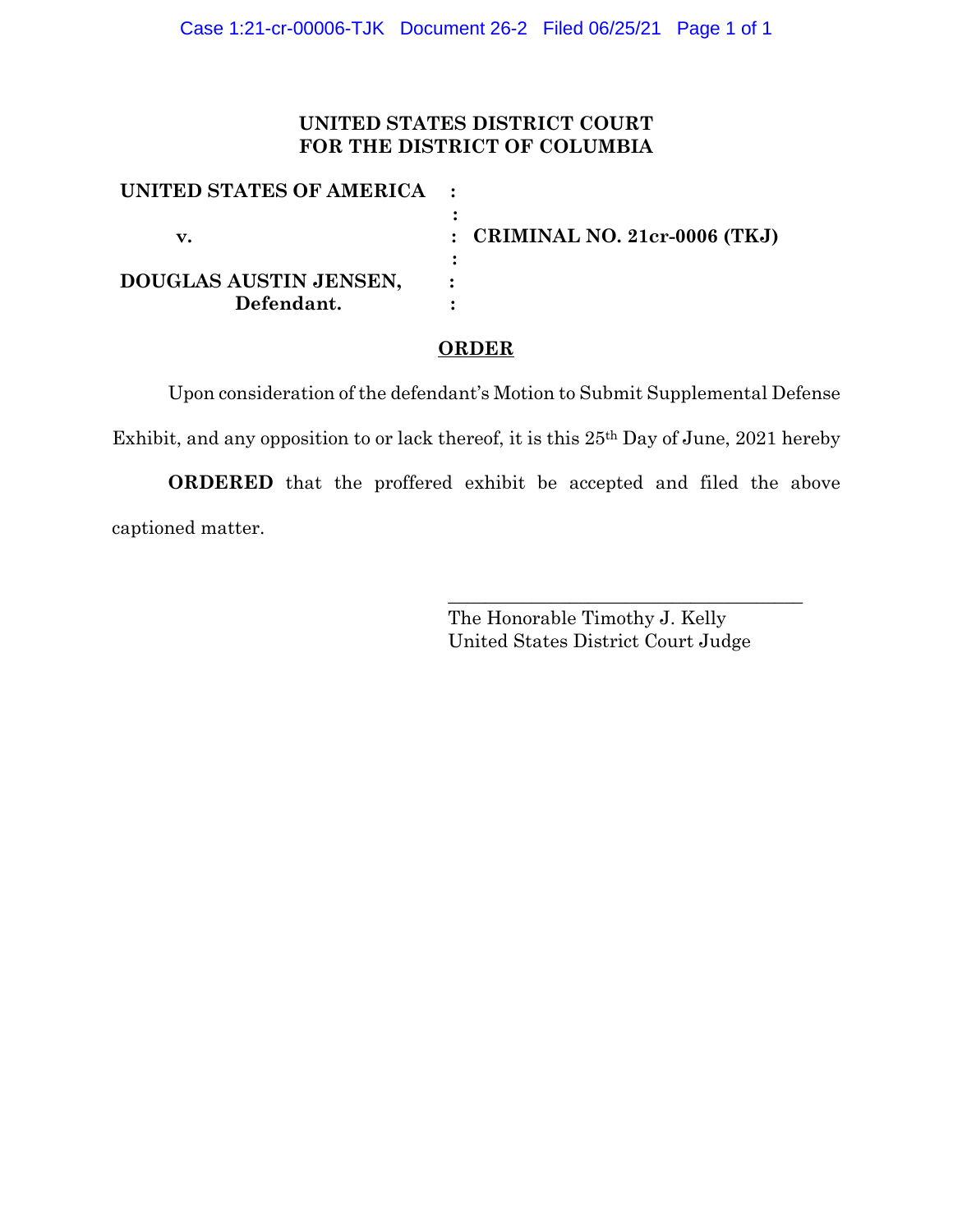**UNITED STATES DISTRICT COURT**
**FOR THE DISTRICT OF COLUMBIA**

| | | |
|---|---|---|
| **UNITED STATES OF AMERICA** | : | |
| | : | |
| **v.** | : | **CRIMINAL NO. 21cr-0006 (TKJ)** |
| | : | |
| **DOUGLAS AUSTIN JENSEN,** | : | |
| **Defendant.** | : | |

## ORDER

Upon consideration of the defendant's Motion to Submit Supplemental Defense Exhibit, and any opposition to or lack thereof, it is this 25th Day of June, 2021 hereby

**ORDERED** that the proffered exhibit be accepted and filed the above captioned matter.

\_\_\_\_\_\_\_\_\_\_\_\_\_\_\_\_\_\_\_\_\_\_\_\_\_\_\_\_\_\_\_\_\_\_\_\_\_\_\_\_

The Honorable Timothy J. Kelly
United States District Court Judge